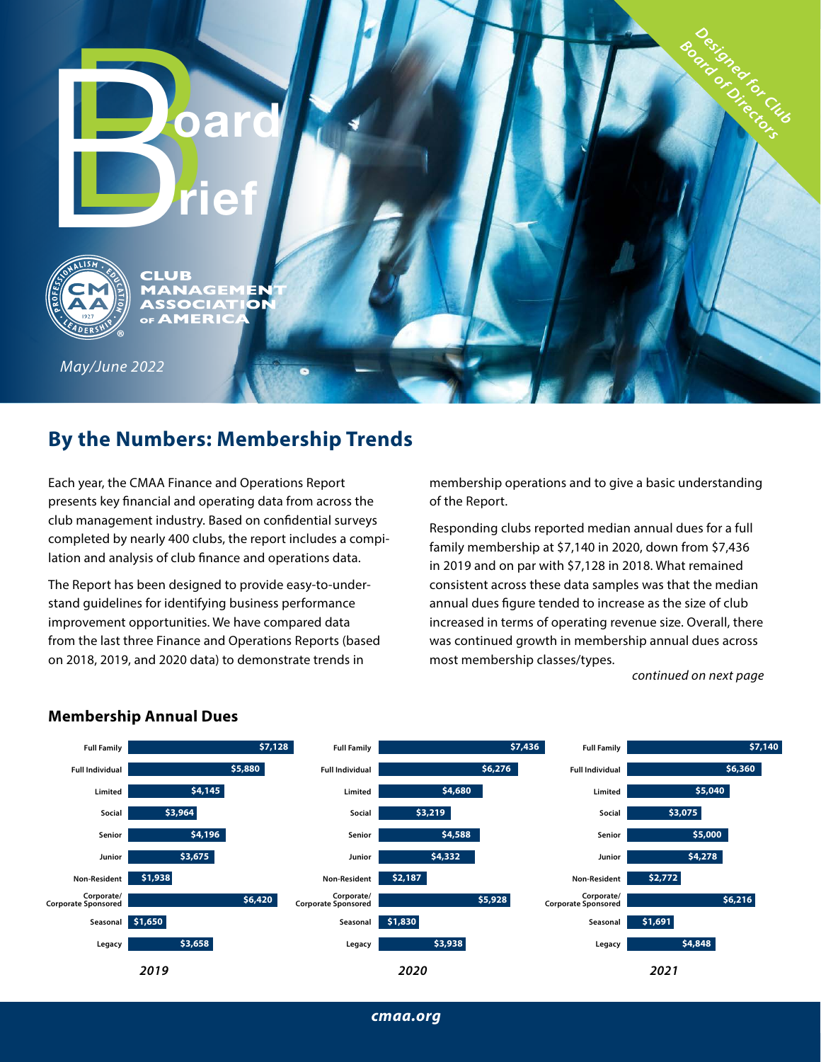# Board Brief

CLUB MANAGEMENT ASSOCIATION OF AMERICA

*May/June 2022*

*Designed for Club Board of Directors*

## By the Numbers: Membership Trends

Each year, the CMAA Finance and Operations Report presents key financial and operating data from across the club management industry. Based on confidential surveys completed by nearly 400 clubs, the report includes a compilation and analysis of club finance and operations data.

The Report has been designed to provide easy-to-understand guidelines for identifying business performance improvement opportunities. We have compared data from the last three Finance and Operations Reports (based on 2018, 2019, and 2020 data) to demonstrate trends in membership operations and to give a basic understanding of the Report.

Responding clubs reported median annual dues for a full family membership at $7,140 in 2020, down from $7,436 in 2019 and on par with $7,128 in 2018. What remained consistent across these data samples was that the median annual dues figure tended to increase as the size of club increased in terms of operating revenue size. Overall, there was continued growth in membership annual dues across most membership classes/types.

*continued on next page*

### Membership Annual Dues

| Membership Type | 2019 | 2020 | 2021 |
|---|---|---|---|
| Full Family | $7,128 | $7,436 | $7,140 |
| Full Individual | $5,880 | $6,276 | $6,360 |
| Limited | $4,145 | $4,680 | $5,040 |
| Social | $3,964 | $3,219 | $3,075 |
| Senior | $4,196 | $4,588 | $5,000 |
| Junior | $3,675 | $4,332 | $4,278 |
| Non-Resident | $1,938 | $2,187 | $2,772 |
| Corporate/Corporate Sponsored | $6,420 | $5,928 | $6,216 |
| Seasonal | $1,650 | $1,830 | $1,691 |
| Legacy | $3,658 | $3,938 | $4,848 |

cmaa.org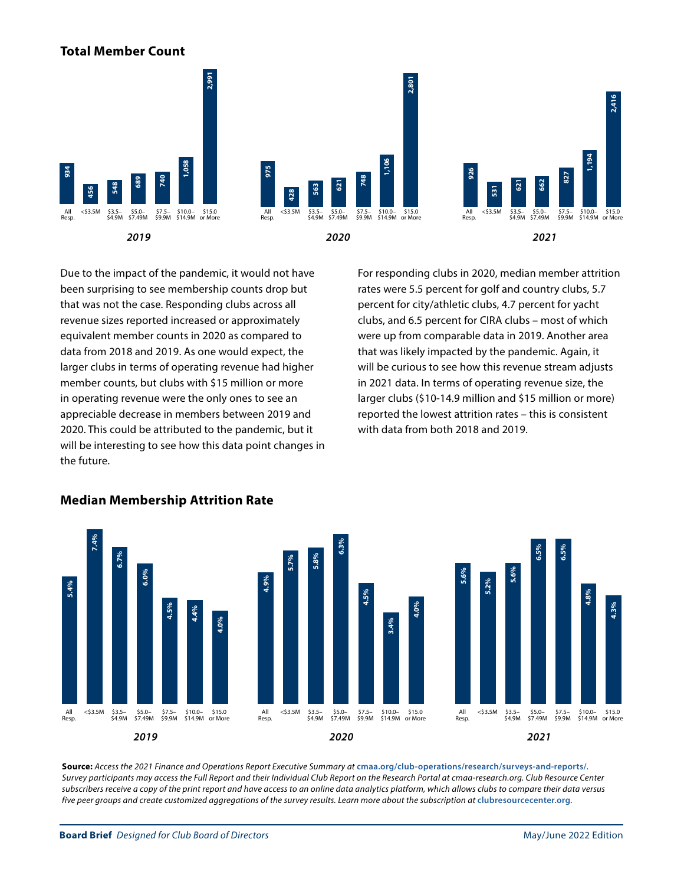## Total Member Count

| | All Resp. | <$3.5M | $3.5–$4.9M | $5.0–$7.49M | $7.5–$9.9M | $10.0–$14.9M | $15.0 or More |
|---|---|---|---|---|---|---|---|
| 2019 | 934 | 456 | 548 | 689 | 740 | 1,058 | 2,991 |
| 2020 | 975 | 428 | 563 | 621 | 748 | 1,106 | 2,801 |
| 2021 | 926 | 531 | 621 | 662 | 827 | 1,194 | 2,416 |

Due to the impact of the pandemic, it would not have been surprising to see membership counts drop but that was not the case. Responding clubs across all revenue sizes reported increased or approximately equivalent member counts in 2020 as compared to data from 2018 and 2019. As one would expect, the larger clubs in terms of operating revenue had higher member counts, but clubs with $15 million or more in operating revenue were the only ones to see an appreciable decrease in members between 2019 and 2020. This could be attributed to the pandemic, but it will be interesting to see how this data point changes in the future.

For responding clubs in 2020, median member attrition rates were 5.5 percent for golf and country clubs, 5.7 percent for city/athletic clubs, 4.7 percent for yacht clubs, and 6.5 percent for CIRA clubs – most of which were up from comparable data in 2019. Another area that was likely impacted by the pandemic. Again, it will be curious to see how this revenue stream adjusts in 2021 data. In terms of operating revenue size, the larger clubs ($10-14.9 million and $15 million or more) reported the lowest attrition rates – this is consistent with data from both 2018 and 2019.

## Median Membership Attrition Rate

| | All Resp. | <$3.5M | $3.5–$4.9M | $5.0–$7.49M | $7.5–$9.9M | $10.0–$14.9M | $15.0 or More |
|---|---|---|---|---|---|---|---|
| 2019 | 5.4% | 7.4% | 6.7% | 6.0% | 4.5% | 4.4% | 4.0% |
| 2020 | 4.9% | 5.7% | 5.8% | 6.3% | 4.5% | 3.4% | 4.0% |
| 2021 | 5.6% | 5.2% | 5.6% | 6.5% | 6.5% | 4.8% | 4.3% |

**Source:** *Access the 2021 Finance and Operations Report Executive Summary at* **cmaa.org/club-operations/research/surveys-and-reports/**. *Survey participants may access the Full Report and their Individual Club Report on the Research Portal at cmaa-research.org. Club Resource Center subscribers receive a copy of the print report and have access to an online data analytics platform, which allows clubs to compare their data versus five peer groups and create customized aggregations of the survey results. Learn more about the subscription at* **clubresourcecenter.org**.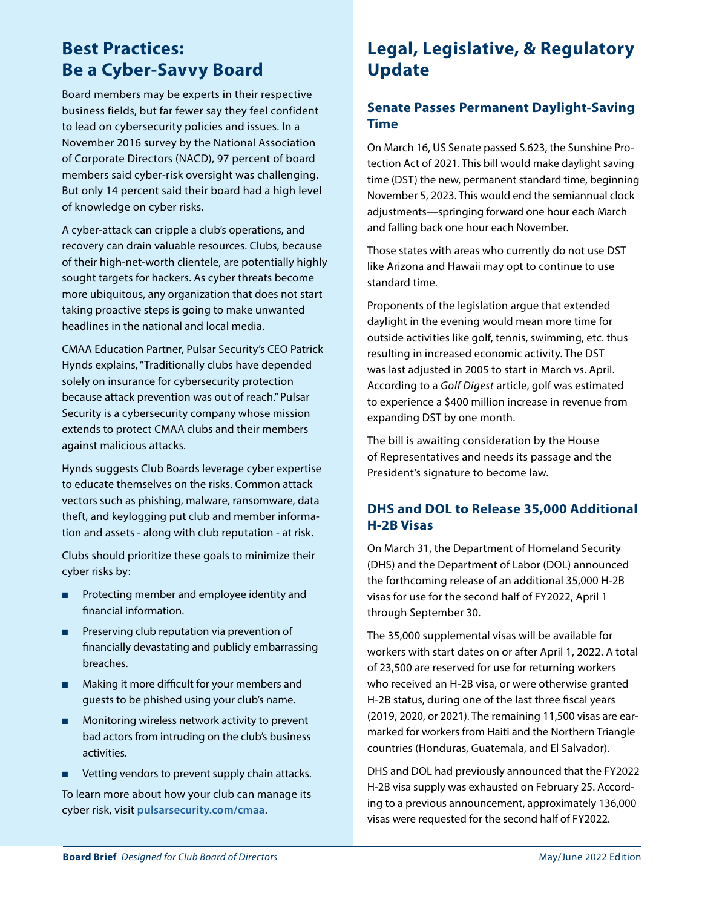## Best Practices: Be a Cyber-Savvy Board

Board members may be experts in their respective business fields, but far fewer say they feel confident to lead on cybersecurity policies and issues. In a November 2016 survey by the National Association of Corporate Directors (NACD), 97 percent of board members said cyber-risk oversight was challenging. But only 14 percent said their board had a high level of knowledge on cyber risks.

A cyber-attack can cripple a club's operations, and recovery can drain valuable resources. Clubs, because of their high-net-worth clientele, are potentially highly sought targets for hackers. As cyber threats become more ubiquitous, any organization that does not start taking proactive steps is going to make unwanted headlines in the national and local media.

CMAA Education Partner, Pulsar Security's CEO Patrick Hynds explains, "Traditionally clubs have depended solely on insurance for cybersecurity protection because attack prevention was out of reach." Pulsar Security is a cybersecurity company whose mission extends to protect CMAA clubs and their members against malicious attacks.

Hynds suggests Club Boards leverage cyber expertise to educate themselves on the risks. Common attack vectors such as phishing, malware, ransomware, data theft, and keylogging put club and member information and assets - along with club reputation - at risk.

Clubs should prioritize these goals to minimize their cyber risks by:

- Protecting member and employee identity and financial information.
- Preserving club reputation via prevention of financially devastating and publicly embarrassing breaches.
- Making it more difficult for your members and guests to be phished using your club's name.
- Monitoring wireless network activity to prevent bad actors from intruding on the club's business activities.
- Vetting vendors to prevent supply chain attacks.

To learn more about how your club can manage its cyber risk, visit **pulsarsecurity.com/cmaa**.

## Legal, Legislative, & Regulatory Update

### Senate Passes Permanent Daylight-Saving Time

On March 16, US Senate passed S.623, the Sunshine Protection Act of 2021. This bill would make daylight saving time (DST) the new, permanent standard time, beginning November 5, 2023. This would end the semiannual clock adjustments—springing forward one hour each March and falling back one hour each November.

Those states with areas who currently do not use DST like Arizona and Hawaii may opt to continue to use standard time.

Proponents of the legislation argue that extended daylight in the evening would mean more time for outside activities like golf, tennis, swimming, etc. thus resulting in increased economic activity. The DST was last adjusted in 2005 to start in March vs. April. According to a *Golf Digest* article, golf was estimated to experience a $400 million increase in revenue from expanding DST by one month.

The bill is awaiting consideration by the House of Representatives and needs its passage and the President's signature to become law.

### DHS and DOL to Release 35,000 Additional H-2B Visas

On March 31, the Department of Homeland Security (DHS) and the Department of Labor (DOL) announced the forthcoming release of an additional 35,000 H-2B visas for use for the second half of FY2022, April 1 through September 30.

The 35,000 supplemental visas will be available for workers with start dates on or after April 1, 2022. A total of 23,500 are reserved for use for returning workers who received an H-2B visa, or were otherwise granted H-2B status, during one of the last three fiscal years (2019, 2020, or 2021). The remaining 11,500 visas are earmarked for workers from Haiti and the Northern Triangle countries (Honduras, Guatemala, and El Salvador).

DHS and DOL had previously announced that the FY2022 H-2B visa supply was exhausted on February 25. According to a previous announcement, approximately 136,000 visas were requested for the second half of FY2022.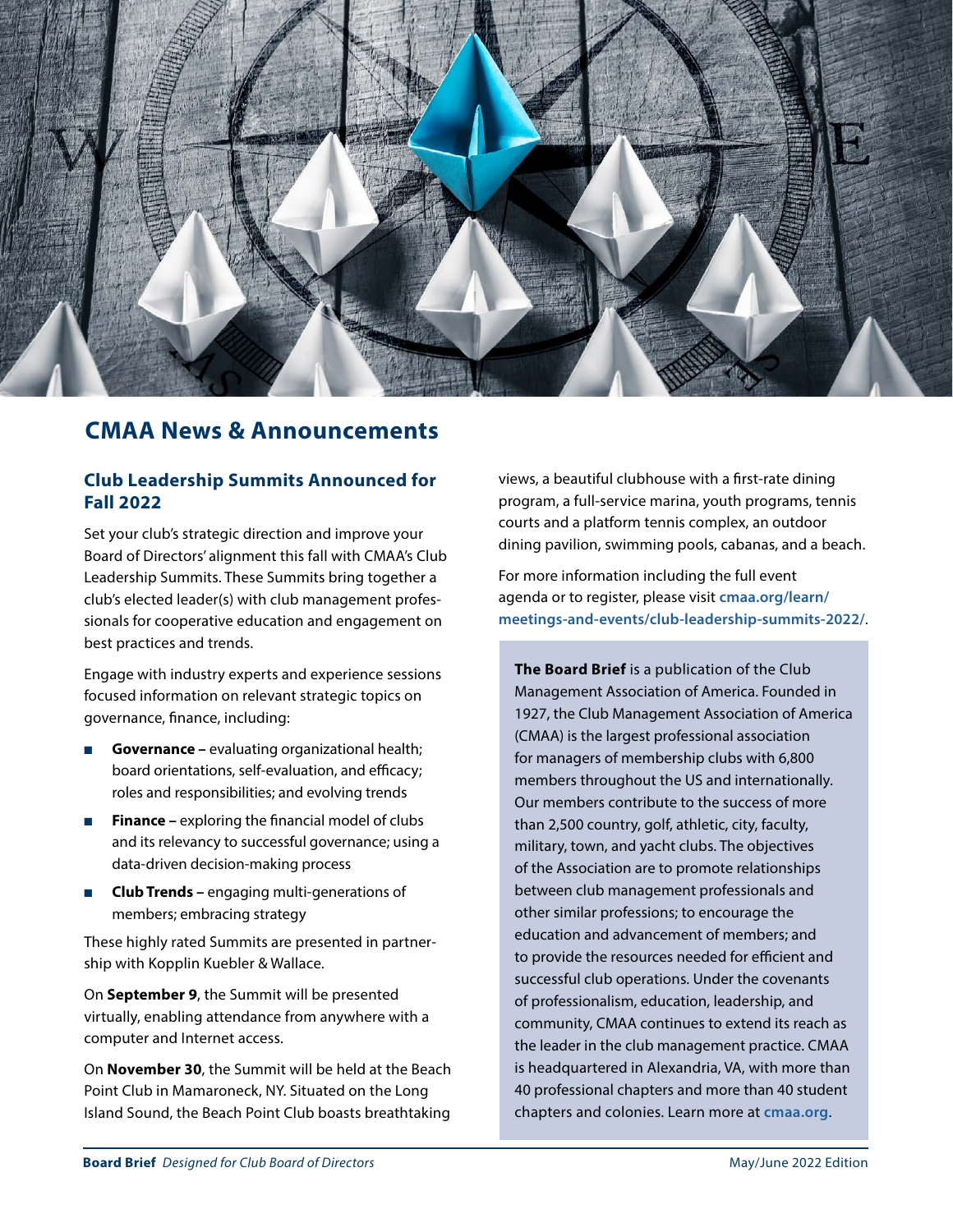## CMAA News & Announcements

### Club Leadership Summits Announced for Fall 2022

Set your club's strategic direction and improve your Board of Directors' alignment this fall with CMAA's Club Leadership Summits. These Summits bring together a club's elected leader(s) with club management professionals for cooperative education and engagement on best practices and trends.

Engage with industry experts and experience sessions focused information on relevant strategic topics on governance, finance, including:

- **Governance –** evaluating organizational health; board orientations, self-evaluation, and efficacy; roles and responsibilities; and evolving trends
- **Finance –** exploring the financial model of clubs and its relevancy to successful governance; using a data-driven decision-making process
- **Club Trends –** engaging multi-generations of members; embracing strategy

These highly rated Summits are presented in partnership with Kopplin Kuebler & Wallace.

On **September 9**, the Summit will be presented virtually, enabling attendance from anywhere with a computer and Internet access.

On **November 30**, the Summit will be held at the Beach Point Club in Mamaroneck, NY. Situated on the Long Island Sound, the Beach Point Club boasts breathtaking views, a beautiful clubhouse with a first-rate dining program, a full-service marina, youth programs, tennis courts and a platform tennis complex, an outdoor dining pavilion, swimming pools, cabanas, and a beach.

For more information including the full event agenda or to register, please visit **cmaa.org/learn/meetings-and-events/club-leadership-summits-2022/**.

**The Board Brief** is a publication of the Club Management Association of America. Founded in 1927, the Club Management Association of America (CMAA) is the largest professional association for managers of membership clubs with 6,800 members throughout the US and internationally. Our members contribute to the success of more than 2,500 country, golf, athletic, city, faculty, military, town, and yacht clubs. The objectives of the Association are to promote relationships between club management professionals and other similar professions; to encourage the education and advancement of members; and to provide the resources needed for efficient and successful club operations. Under the covenants of professionalism, education, leadership, and community, CMAA continues to extend its reach as the leader in the club management practice. CMAA is headquartered in Alexandria, VA, with more than 40 professional chapters and more than 40 student chapters and colonies. Learn more at **cmaa.org**.